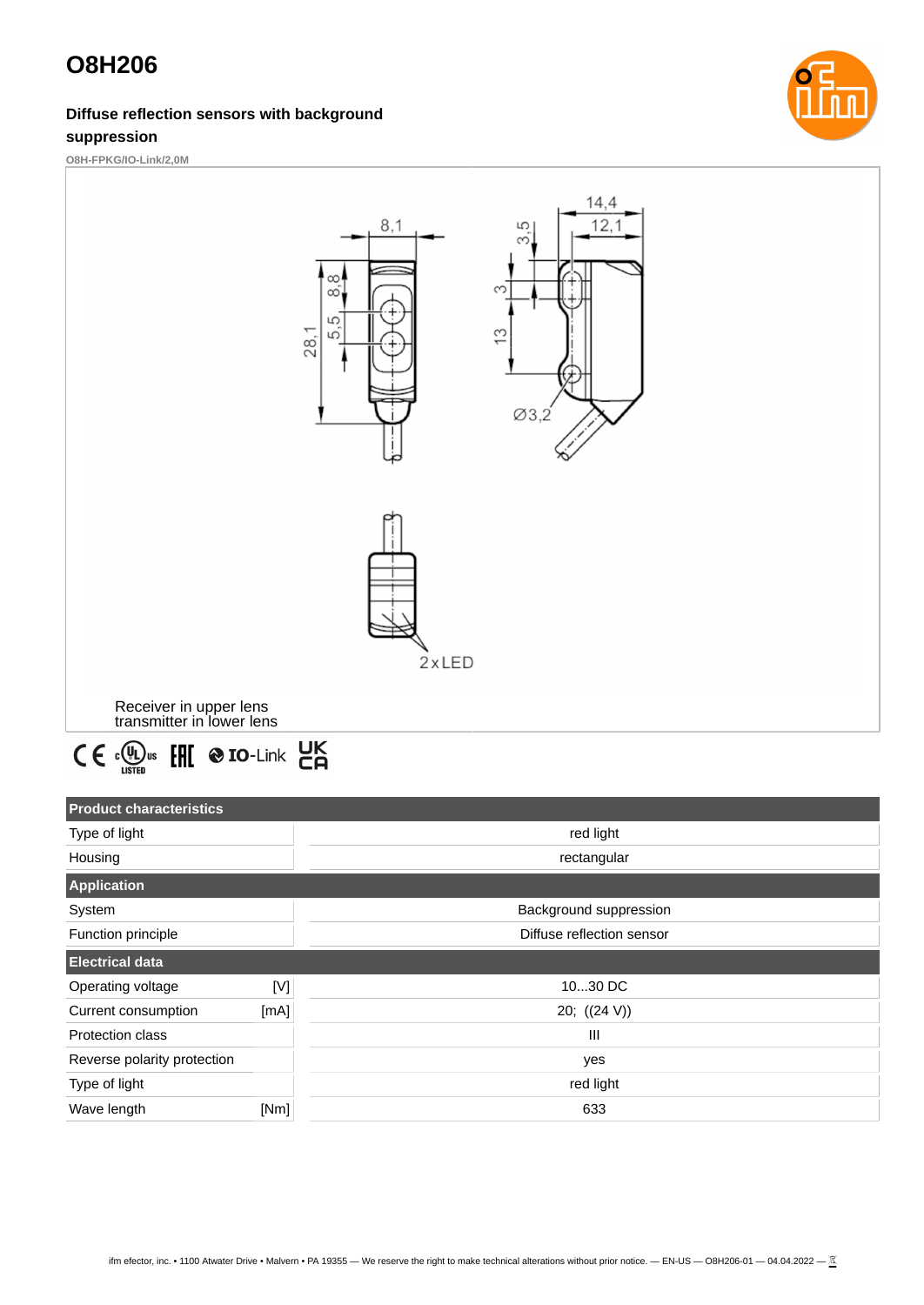# O8H206

**Diffuse reflection sensors with background suppression**

**O8H-FPKG/IO-Link/2,0M**

Receiver in upper lens
transmitter in lower lens

| Product characteristics | | |
|---|---|---|
| Type of light | | red light |
| Housing | | rectangular |
| **Application** | | |
| System | | Background suppression |
| Function principle | | Diffuse reflection sensor |
| **Electrical data** | | |
| Operating voltage | [V] | 10...30 DC |
| Current consumption | [mA] | 20; ((24 V)) |
| Protection class | | III |
| Reverse polarity protection | | yes |
| Type of light | | red light |
| Wave length | [Nm] | 633 |

ifm efector, inc. • 1100 Atwater Drive • Malvern • PA 19355 — We reserve the right to make technical alterations without prior notice. — EN-US — O8H206-01 — 04.04.2022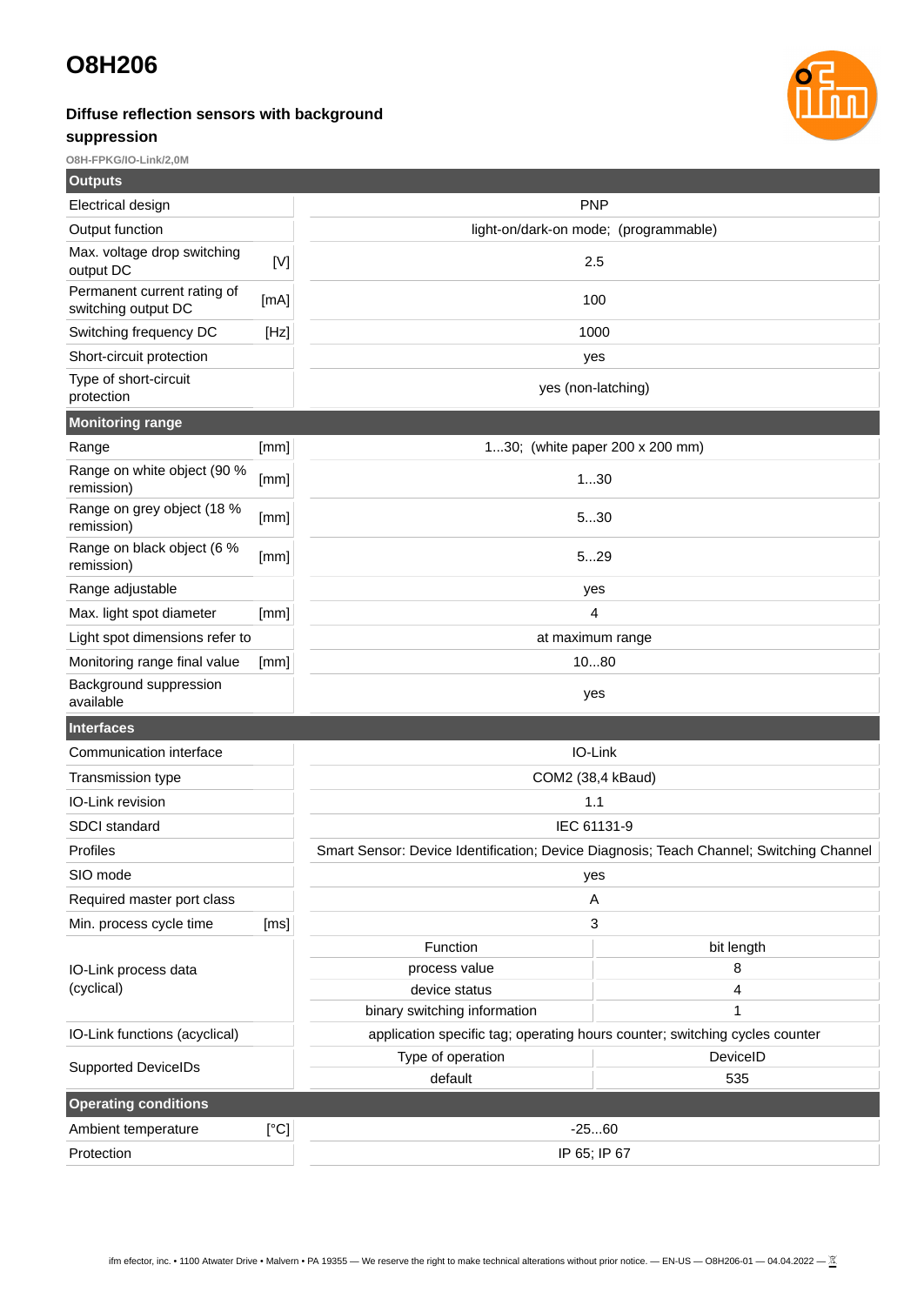# O8H206

### Diffuse reflection sensors with background suppression

O8H-FPKG/IO-Link/2,0M

| Outputs | | |
|---|---|---|
| Electrical design | | PNP |
| Output function | | light-on/dark-on mode; (programmable) |
| Max. voltage drop switching output DC | [V] | 2.5 |
| Permanent current rating of switching output DC | [mA] | 100 |
| Switching frequency DC | [Hz] | 1000 |
| Short-circuit protection | | yes |
| Type of short-circuit protection | | yes (non-latching) |

| Monitoring range | | |
|---|---|---|
| Range | [mm] | 1...30; (white paper 200 x 200 mm) |
| Range on white object (90 % remission) | [mm] | 1...30 |
| Range on grey object (18 % remission) | [mm] | 5...30 |
| Range on black object (6 % remission) | [mm] | 5...29 |
| Range adjustable | | yes |
| Max. light spot diameter | [mm] | 4 |
| Light spot dimensions refer to | | at maximum range |
| Monitoring range final value | [mm] | 10...80 |
| Background suppression available | | yes |

| Interfaces | | | |
|---|---|---|---|
| Communication interface | | IO-Link | |
| Transmission type | | COM2 (38,4 kBaud) | |
| IO-Link revision | | 1.1 | |
| SDCI standard | | IEC 61131-9 | |
| Profiles | | Smart Sensor: Device Identification; Device Diagnosis; Teach Channel; Switching Channel | |
| SIO mode | | yes | |
| Required master port class | | A | |
| Min. process cycle time | [ms] | 3 | |
| IO-Link process data (cyclical) | | Function | bit length |
| | | process value | 8 |
| | | device status | 4 |
| | | binary switching information | 1 |
| IO-Link functions (acyclical) | | application specific tag; operating hours counter; switching cycles counter | |
| Supported DeviceIDs | | Type of operation | DeviceID |
| | | default | 535 |

| Operating conditions | | |
|---|---|---|
| Ambient temperature | [°C] | -25...60 |
| Protection | | IP 65; IP 67 |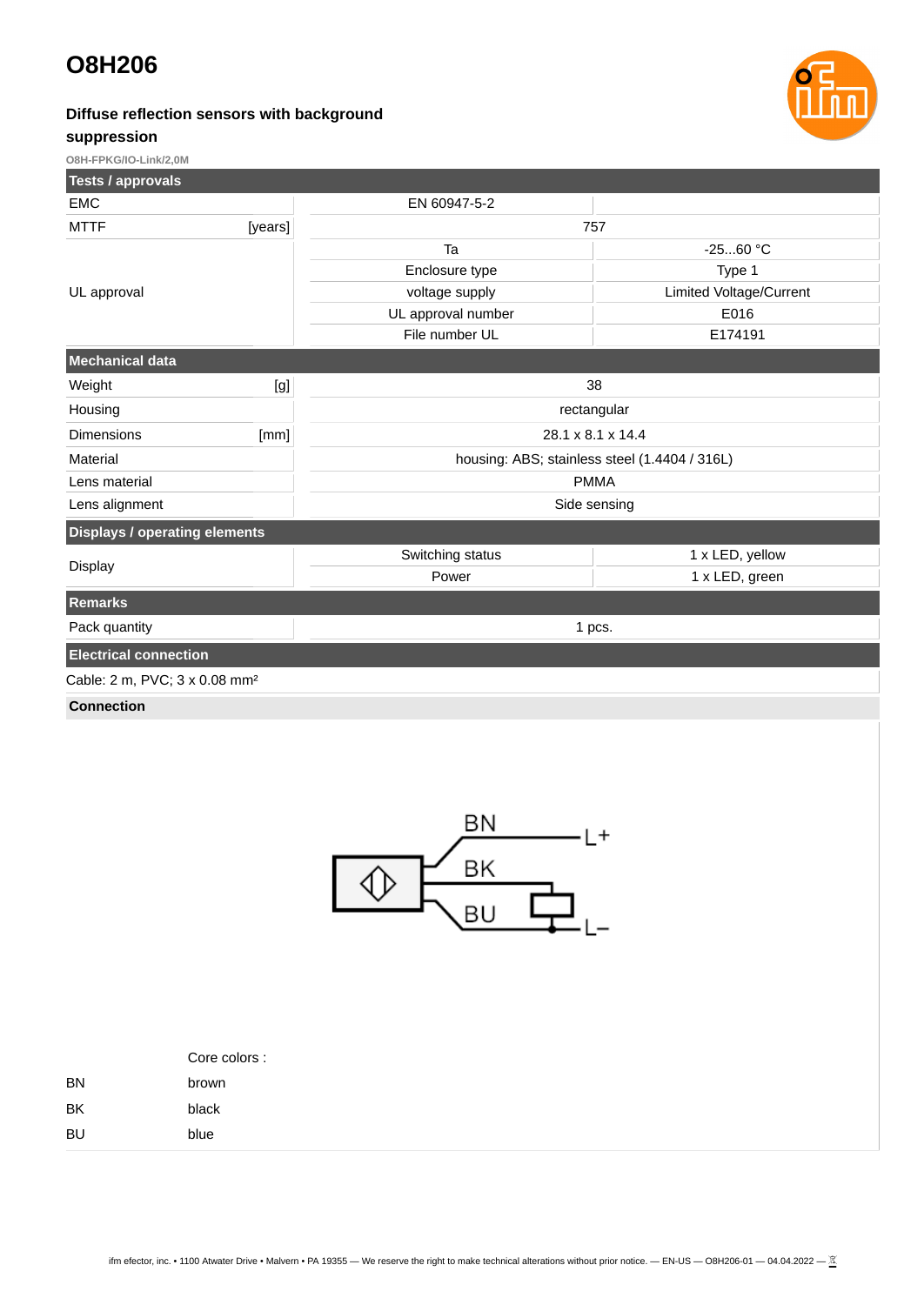# O8H206

**Diffuse reflection sensors with background suppression**

O8H-FPKG/IO-Link/2,0M

| Tests / approvals | | | |
|---|---|---|---|
| EMC | | EN 60947-5-2 | |
| MTTF | [years] | 757 | |
| UL approval | | Ta | -25...60 °C |
| | | Enclosure type | Type 1 |
| | | voltage supply | Limited Voltage/Current |
| | | UL approval number | E016 |
| | | File number UL | E174191 |

| Mechanical data | | |
|---|---|---|
| Weight | [g] | 38 |
| Housing | | rectangular |
| Dimensions | [mm] | 28.1 x 8.1 x 14.4 |
| Material | | housing: ABS; stainless steel (1.4404 / 316L) |
| Lens material | | PMMA |
| Lens alignment | | Side sensing |

| Displays / operating elements | | |
|---|---|---|
| Display | Switching status | 1 x LED, yellow |
| | Power | 1 x LED, green |

| Remarks | |
|---|---|
| Pack quantity | 1 pcs. |

**Electrical connection**

Cable: 2 m, PVC; 3 x 0.08 mm²

**Connection**

BN L+
BK
BU L–

| | Core colors : |
|---|---|
| BN | brown |
| BK | black |
| BU | blue |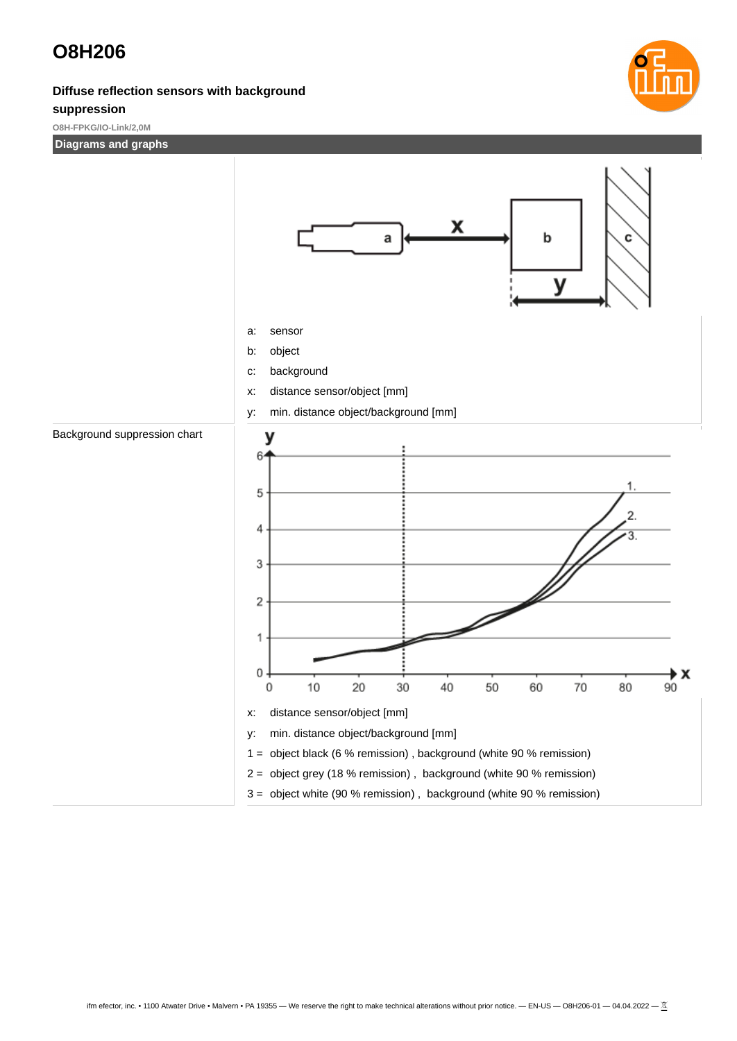# O8H206

**Diffuse reflection sensors with background suppression**

**O8H-FPKG/IO-Link/2,0M**

## Diagrams and graphs

a x b y c

a: sensor

b: object

c: background

x: distance sensor/object [mm]

y: min. distance object/background [mm]

Background suppression chart

y

6
5
4
3
2
1
0

0 10 20 30 40 50 60 70 80 90 x

1.
2.
3.

x: distance sensor/object [mm]

y: min. distance object/background [mm]

1 = object black (6 % remission) , background (white 90 % remission)

2 = object grey (18 % remission) , background (white 90 % remission)

3 = object white (90 % remission) , background (white 90 % remission)

ifm efector, inc. • 1100 Atwater Drive • Malvern • PA 19355 — We reserve the right to make technical alterations without prior notice. — EN-US — O8H206-01 — 04.04.2022 —